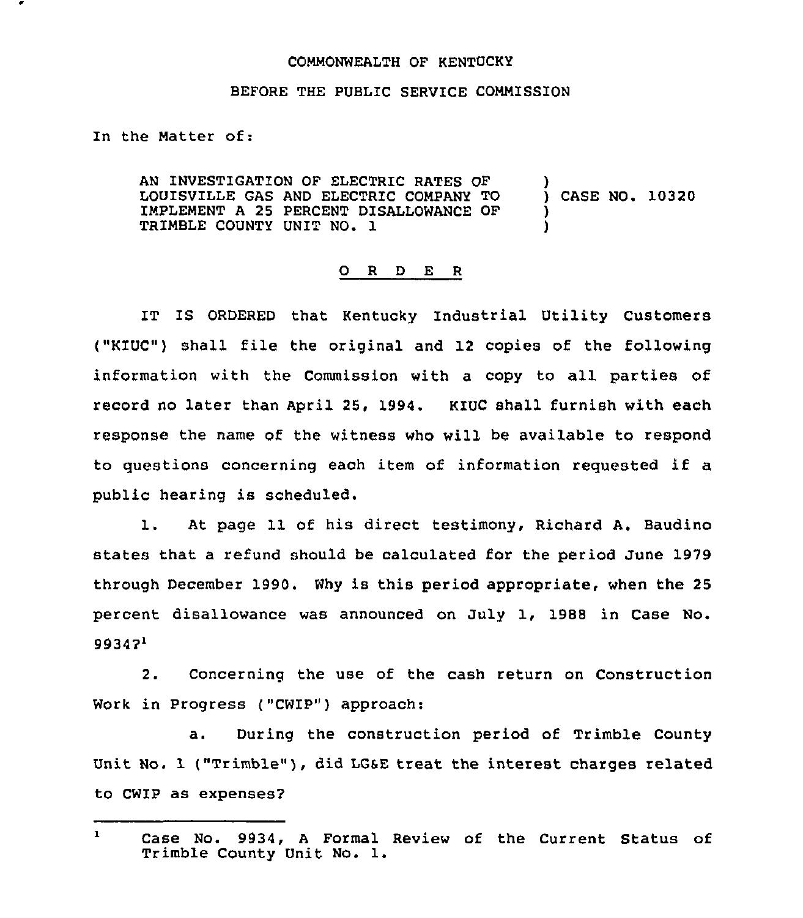COMMONWEALTH OF KENTUCKY

BEFORE THE PUBLIC SERVICE COMMISSION

In the Matter of:

AN INVESTIGATION OF ELECTRIC RATES OF LOUISVILLE GAS AND ELECTRIC COMPANY TO IMPLEMENT A 25 PERCENT DISALLOWANCE OF TRIMBLE COUNTY UNIT NO. 1 ) CASE NO. 10320

## O R D E R

IT IS ORDERED that Kentucky Industrial Utility Customers ("KIUC") shall file the original and 12 copies of the following information with the Commission with a copy to all parties of record no later than April 25, 1994. KIUC shall furnish with each response the name of the witness who will be available to respond to questions concerning each item of information requested if a public hearing is scheduled.

1. At page 11 of his direct testimony, Richard A. Baudino states that a refund should be calculated for the period June 1979 through December 1990. Why is this period appropriate, when the 25 percent disallowance was announced on July 1, 1988 in Case No. 9934?[1]

2. Concerning the use of the cash return on Construction Work in Progress ("CWIP") approach:

   a. During the construction period of Trimble County Unit No. 1 ("Trimble"), did LG&E treat the interest charges related to CWIP as expenses?

[1] Case No. 9934, A Formal Review of the Current Status of Trimble County Unit No. 1.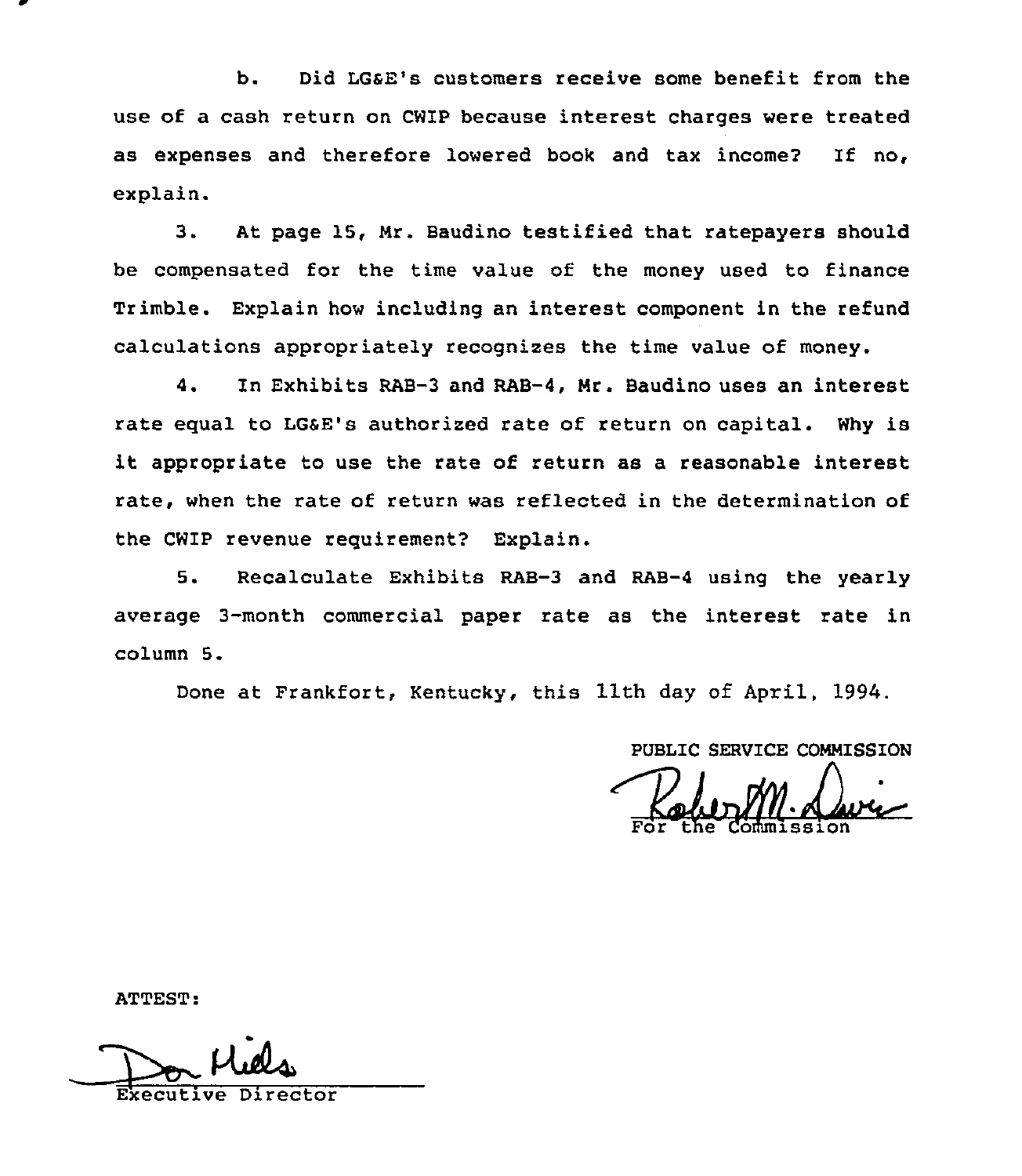b. Did LG&E's customers receive some benefit from the use of a cash return on CWIP because interest charges were treated as expenses and therefore lowered book and tax income? If no, explain.

3. At page 15, Mr. Baudino testified that ratepayers should be compensated for the time value of the money used to finance Trimble. Explain how including an interest component in the refund calculations appropriately recognizes the time value of money.

4. In Exhibits RAB-3 and RAB-4, Mr. Baudino uses an interest rate equal to LG&E's authorized rate of return on capital. Why is it appropriate to use the rate of return as a reasonable interest rate, when the rate of return was reflected in the determination of the CWIP revenue requirement? Explain.

5. Recalculate Exhibits RAB-3 and RAB-4 using the yearly average 3-month commercial paper rate as the interest rate in column 5.

Done at Frankfort, Kentucky, this 11th day of April, 1994.

PUBLIC SERVICE COMMISSION

For the Commission

ATTEST:

Executive Director